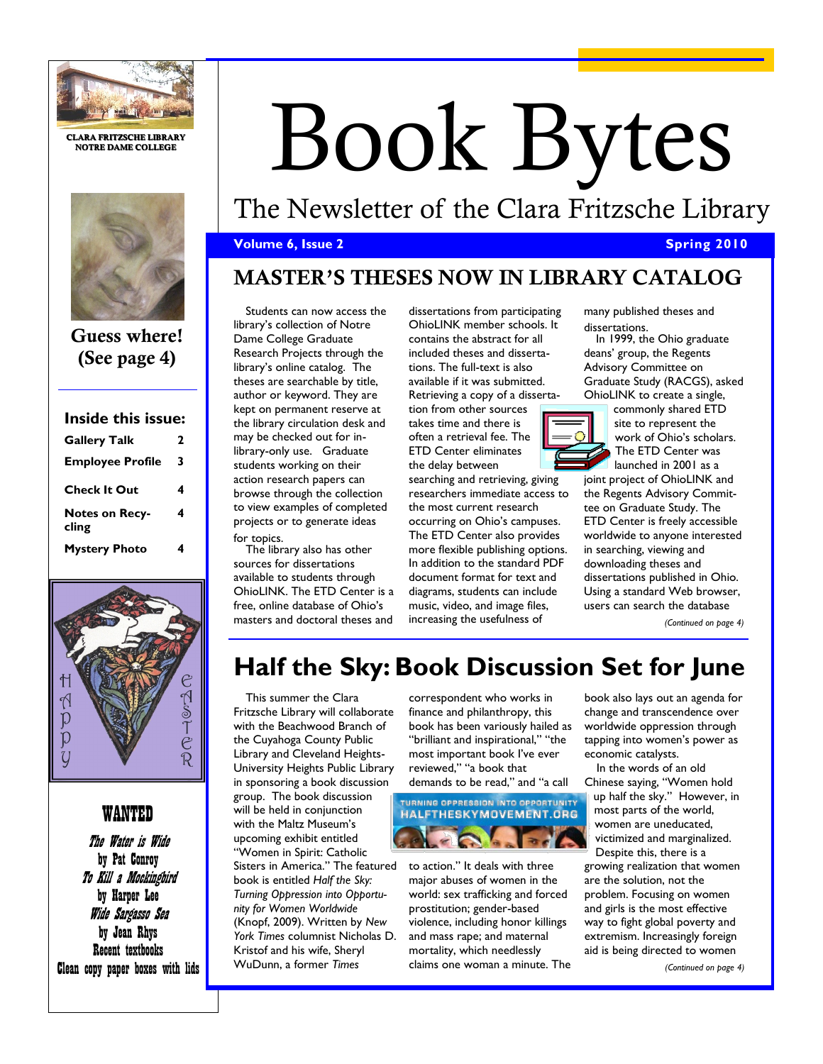CLARA FRITZSCHE LIBRARY
NOTRE DAME COLLEGE

# Book Bytes

## The Newsletter of the Clara Fritzsche Library

**Volume 6, Issue 2** — **Spring 2010**

**Guess where! (See page 4)**

**Inside this issue:**

| | |
|---|---|
| Gallery Talk | 2 |
| Employee Profile | 3 |
| Check It Out | 4 |
| Notes on Recycling | 4 |
| Mystery Photo | 4 |

HAPPY EASTER

**WANTED**

*The Water is Wide* by Pat Conroy
*To Kill a Mockingbird* by Harper Lee
*Wide Sargasso Sea* by Jean Rhys
Recent textbooks
Clean copy paper boxes with lids

## MASTER'S THESES NOW IN LIBRARY CATALOG

Students can now access the library's collection of Notre Dame College Graduate Research Projects through the library's online catalog. The theses are searchable by title, author or keyword. They are kept on permanent reserve at the library circulation desk and may be checked out for in-library-only use. Graduate students working on their action research papers can browse through the collection to view examples of completed projects or to generate ideas for topics.

The library also has other sources for dissertations available to students through OhioLINK. The ETD Center is a free, online database of Ohio's masters and doctoral theses and dissertations from participating OhioLINK member schools. It contains the abstract for all included theses and dissertations. The full-text is also available if it was submitted. Retrieving a copy of a dissertation from other sources takes time and there is often a retrieval fee. The ETD Center eliminates the delay between searching and retrieving, giving researchers immediate access to the most current research occurring on Ohio's campuses. The ETD Center also provides more flexible publishing options. In addition to the standard PDF document format for text and diagrams, students can include music, video, and image files, increasing the usefulness of many published theses and dissertations.

In 1999, the Ohio graduate deans' group, the Regents Advisory Committee on Graduate Study (RACGS), asked OhioLINK to create a single, commonly shared ETD site to represent the work of Ohio's scholars. The ETD Center was launched in 2001 as a joint project of OhioLINK and the Regents Advisory Committee on Graduate Study. The ETD Center is freely accessible worldwide to anyone interested in searching, viewing and downloading theses and dissertations published in Ohio. Using a standard Web browser, users can search the database

*(Continued on page 4)*

## Half the Sky: Book Discussion Set for June

This summer the Clara Fritzsche Library will collaborate with the Beachwood Branch of the Cuyahoga County Public Library and Cleveland Heights-University Heights Public Library in sponsoring a book discussion group. The book discussion will be held in conjunction with the Maltz Museum's upcoming exhibit entitled "Women in Spirit: Catholic Sisters in America." The featured book is entitled *Half the Sky: Turning Oppression into Opportunity for Women Worldwide* (Knopf, 2009). Written by *New York Times* columnist Nicholas D. Kristof and his wife, Sheryl WuDunn, a former *Times* correspondent who works in finance and philanthropy, this book has been variously hailed as "brilliant and inspirational," "the most important book I've ever reviewed," "a book that demands to be read," and "a call to action." It deals with three major abuses of women in the world: sex trafficking and forced prostitution; gender-based violence, including honor killings and mass rape; and maternal mortality, which needlessly claims one woman a minute. The book also lays out an agenda for change and transcendence over worldwide oppression through tapping into women's power as economic catalysts.

TURNING OPPRESSION INTO OPPORTUNITY
HALFTHESKYMOVEMENT.ORG

In the words of an old Chinese saying, "Women hold up half the sky." However, in most parts of the world, women are uneducated, victimized and marginalized. Despite this, there is a growing realization that women are the solution, not the problem. Focusing on women and girls is the most effective way to fight global poverty and extremism. Increasingly foreign aid is being directed to women

*(Continued on page 4)*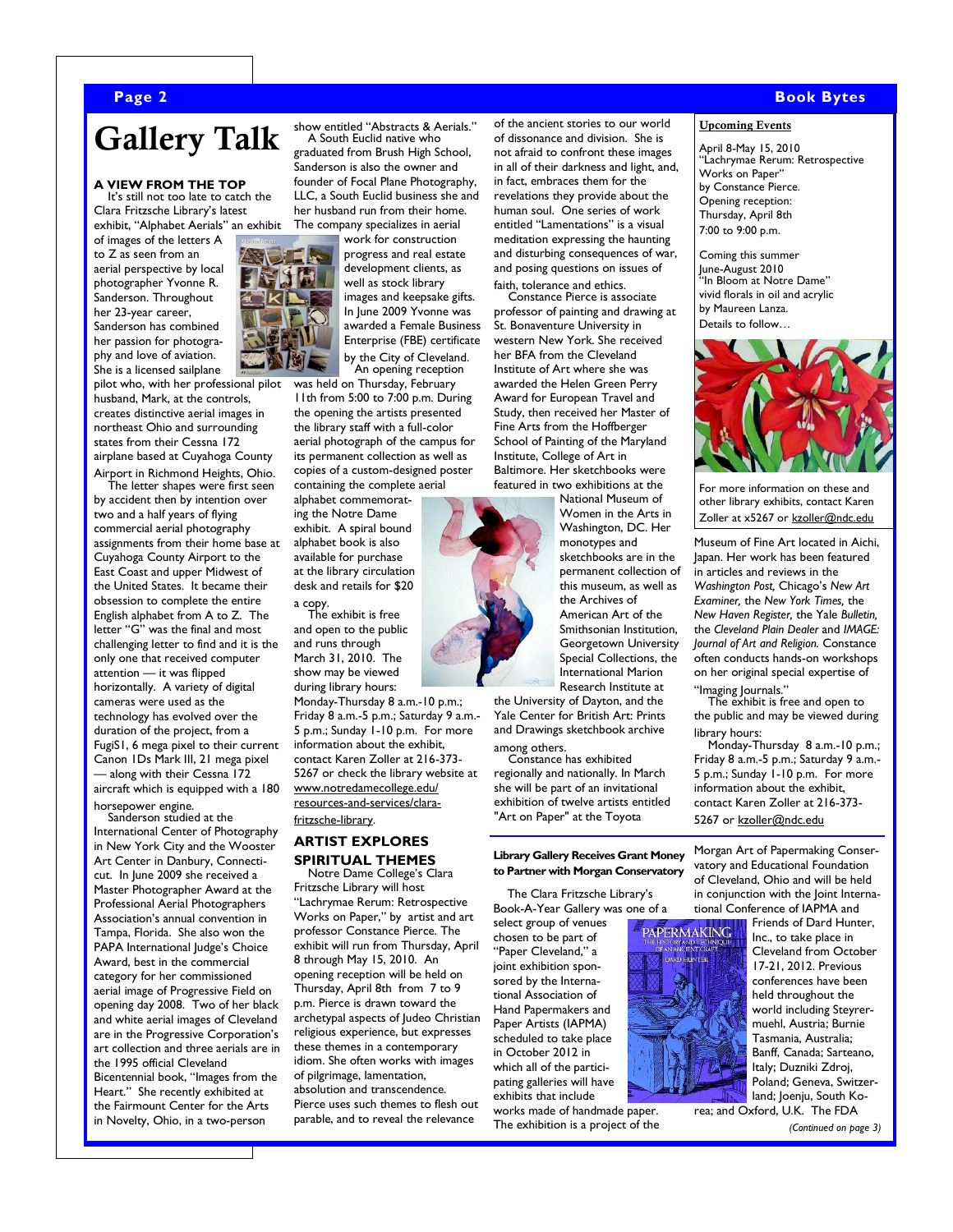# Gallery Talk

### A VIEW FROM THE TOP

It's still not too late to catch the Clara Fritzsche Library's latest exhibit, "Alphabet Aerials" an exhibit of images of the letters A to Z as seen from an aerial perspective by local photographer Yvonne R. Sanderson. Throughout her 23-year career, Sanderson has combined her passion for photography and love of aviation. She is a licensed sailplane pilot who, with her professional pilot husband, Mark, at the controls, creates distinctive aerial images in northeast Ohio and surrounding states from their Cessna 172 airplane based at Cuyahoga County Airport in Richmond Heights, Ohio.

The letter shapes were first seen by accident then by intention over two and a half years of flying commercial aerial photography assignments from their home base at Cuyahoga County Airport to the East Coast and upper Midwest of the United States. It became their obsession to complete the entire English alphabet from A to Z. The letter "G" was the final and most challenging letter to find and it is the only one that received computer attention — it was flipped horizontally. A variety of digital cameras were used as the technology has evolved over the duration of the project, from a FugiS1, 6 mega pixel to their current Canon 1Ds Mark III, 21 mega pixel — along with their Cessna 172 aircraft which is equipped with a 180 horsepower engine.

Sanderson studied at the International Center of Photography in New York City and the Wooster Art Center in Danbury, Connecticut. In June 2009 she received a Master Photographer Award at the Professional Aerial Photographers Association's annual convention in Tampa, Florida. She also won the PAPA International Judge's Choice Award, best in the commercial category for her commissioned aerial image of Progressive Field on opening day 2008. Two of her black and white aerial images of Cleveland are in the Progressive Corporation's art collection and three aerials are in the 1995 official Cleveland Bicentennial book, "Images from the Heart." She recently exhibited at the Fairmount Center for the Arts in Novelty, Ohio, in a two-person show entitled "Abstracts & Aerials."

A South Euclid native who graduated from Brush High School, Sanderson is also the owner and founder of Focal Plane Photography, LLC, a South Euclid business she and her husband run from their home. The company specializes in aerial work for construction progress and real estate development clients, as well as stock library images and keepsake gifts. In June 2009 Yvonne was awarded a Female Business Enterprise (FBE) certificate by the City of Cleveland.

An opening reception was held on Thursday, February 11th from 5:00 to 7:00 p.m. During the opening the artists presented the library staff with a full-color aerial photograph of the campus for its permanent collection as well as copies of a custom-designed poster containing the complete aerial alphabet commemorating the Notre Dame exhibit. A spiral bound alphabet book is also available for purchase at the library circulation desk and retails for $20 a copy.

The exhibit is free and open to the public and runs through March 31, 2010. The show may be viewed during library hours: Monday-Thursday 8 a.m.-10 p.m.; Friday 8 a.m.-5 p.m.; Saturday 9 a.m.-5 p.m.; Sunday 1-10 p.m. For more information about the exhibit, contact Karen Zoller at 216-373-5267 or check the library website at www.notredamecollege.edu/resources-and-services/clara-fritzsche-library.

### ARTIST EXPLORES SPIRITUAL THEMES

Notre Dame College's Clara Fritzsche Library will host "Lachrymae Rerum: Retrospective Works on Paper," by artist and art professor Constance Pierce. The exhibit will run from Thursday, April 8 through May 15, 2010. An opening reception will be held on Thursday, April 8th from 7 to 9 p.m. Pierce is drawn toward the archetypal aspects of Judeo Christian religious experience, but expresses these themes in a contemporary idiom. She often works with images of pilgrimage, lamentation, absolution and transcendence. Pierce uses such themes to flesh out parable, and to reveal the relevance of the ancient stories to our world of dissonance and division. She is not afraid to confront these images in all of their darkness and light, and, in fact, embraces them for the revelations they provide about the human soul. One series of work entitled "Lamentations" is a visual meditation expressing the haunting and disturbing consequences of war, and posing questions on issues of faith, tolerance and ethics.

Constance Pierce is associate professor of painting and drawing at St. Bonaventure University in western New York. She received her BFA from the Cleveland Institute of Art where she was awarded the Helen Green Perry Award for European Travel and Study, then received her Master of Fine Arts from the Hoffberger School of Painting of the Maryland Institute, College of Art in Baltimore. Her sketchbooks were featured in two exhibitions at the National Museum of Women in the Arts in Washington, DC. Her monotypes and sketchbooks are in the permanent collection of this museum, as well as the Archives of the American Art of the Smithsonian Institution, Georgetown University Special Collections, the International Marion Research Institute at the University of Dayton, and the Yale Center for British Art: Prints and Drawings sketchbook archive among others.

Constance has exhibited regionally and nationally. In March she will be part of an invitational exhibition of twelve artists entitled "Art on Paper" at the Toyota Museum of Fine Art located in Aichi, Japan. Her work has been featured in articles and reviews in the *Washington Post,* Chicago's *New Art Examiner,* the *New York Times,* the *New Haven Register,* the Yale *Bulletin,* the *Cleveland Plain Dealer* and *IMAGE: Journal of Art and Religion.* Constance often conducts hands-on workshops on her original special expertise of "Imaging Journals."

The exhibit is free and open to the public and may be viewed during library hours:

Monday-Thursday 8 a.m.-10 p.m.; Friday 8 a.m.-5 p.m.; Saturday 9 a.m.-5 p.m.; Sunday 1-10 p.m. For more information about the exhibit, contact Karen Zoller at 216-373-5267 or kzoller@ndc.edu

### Upcoming Events

April 8-May 15, 2010
"Lachrymae Rerum: Retrospective Works on Paper"
by Constance Pierce.
Opening reception:
Thursday, April 8th
7:00 to 9:00 p.m.

Coming this summer
June-August 2010
"In Bloom at Notre Dame"
vivid florals in oil and acrylic
by Maureen Lanza.
Details to follow…

For more information on these and other library exhibits, contact Karen Zoller at x5267 or kzoller@ndc.edu

### Library Gallery Receives Grant Money to Partner with Morgan Conservatory

The Clara Fritzsche Library's Book-A-Year Gallery was one of a select group of venues chosen to be part of "Paper Cleveland," a joint exhibition sponsored by the International Association of Hand Papermakers and Paper Artists (IAPMA) scheduled to take place in October 2012 in which all of the participating galleries will have exhibits that include works made of handmade paper. The exhibition is a project of the Morgan Art of Papermaking Conservatory and Educational Foundation of Cleveland, Ohio and will be held in conjunction with the Joint International Conference of IAPMA and Friends of Dard Hunter, Inc., to take place in Cleveland from October 17-21, 2012. Previous conferences have been held throughout the world including Steyrermuehl, Austria; Burnie Tasmania, Australia; Banff, Canada; Sarteano, Italy; Duzniki Zdroj, Poland; Geneva, Switzerland; Joenju, South Korea; and Oxford, U.K. The FDA

*(Continued on page 3)*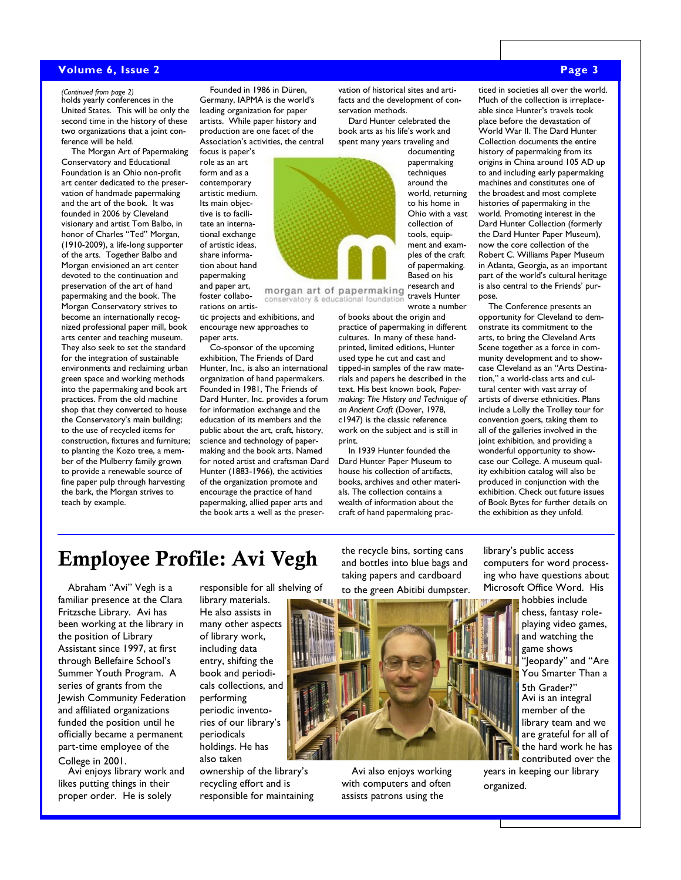*(Continued from page 2)*
holds yearly conferences in the United States. This will be only the second time in the history of these two organizations that a joint conference will be held.

The Morgan Art of Papermaking Conservatory and Educational Foundation is an Ohio non-profit art center dedicated to the preservation of handmade papermaking and the art of the book. It was founded in 2006 by Cleveland visionary and artist Tom Balbo, in honor of Charles "Ted" Morgan, (1910-2009), a life-long supporter of the arts. Together Balbo and Morgan envisioned an art center devoted to the continuation and preservation of the art of hand papermaking and the book. The Morgan Conservatory strives to become an internationally recognized professional paper mill, book arts center and teaching museum. They also seek to set the standard for the integration of sustainable environments and reclaiming urban green space and working methods into the papermaking and book art practices. From the old machine shop that they converted to house the Conservatory's main building; to the use of recycled items for construction, fixtures and furniture; to planting the Kozo tree, a member of the Mulberry family grown to provide a renewable source of fine paper pulp through harvesting the bark, the Morgan strives to teach by example.

Founded in 1986 in Düren, Germany, IAPMA is the world's leading organization for paper artists. While paper history and production are one facet of the Association's activities, the central focus is paper's role as an art form and as a contemporary artistic medium. Its main objective is to facilitate an international exchange of artistic ideas, share information about hand papermaking and paper art, foster collaborations on artistic projects and exhibitions, and encourage new approaches to paper arts.

morgan art of papermaking
conservatory & educational foundation

Co-sponsor of the upcoming exhibition, The Friends of Dard Hunter, Inc., is also an international organization of hand papermakers. Founded in 1981, The Friends of Dard Hunter, Inc. provides a forum for information exchange and the education of its members and the public about the art, craft, history, science and technology of papermaking and the book arts. Named for noted artist and craftsman Dard Hunter (1883-1966), the activities of the organization promote and encourage the practice of hand papermaking, allied paper arts and the book arts a well as the preservation of historical sites and artifacts and the development of conservation methods.

Dard Hunter celebrated the book arts as his life's work and spent many years traveling and documenting papermaking techniques around the world, returning to his home in Ohio with a vast collection of tools, equipment and examples of the craft of papermaking. Based on his research and travels Hunter wrote a number of books about the origin and practice of papermaking in different cultures. In many of these hand-printed, limited editions, Hunter used type he cut and cast and tipped-in samples of the raw materials and papers he described in the text. His best known book, *Papermaking: The History and Technique of an Ancient Craft* (Dover, 1978, c1947) is the classic reference work on the subject and is still in print.

In 1939 Hunter founded the Dard Hunter Paper Museum to house his collection of artifacts, books, archives and other materials. The collection contains a wealth of information about the craft of hand papermaking practiced in societies all over the world. Much of the collection is irreplaceable since Hunter's travels took place before the devastation of World War II. The Dard Hunter Collection documents the entire history of papermaking from its origins in China around 105 AD up to and including early papermaking machines and constitutes one of the broadest and most complete histories of papermaking in the world. Promoting interest in the Dard Hunter Collection (formerly the Dard Hunter Paper Museum), now the core collection of the Robert C. Williams Paper Museum in Atlanta, Georgia, as an important part of the world's cultural heritage is also central to the Friends' purpose.

The Conference presents an opportunity for Cleveland to demonstrate its commitment to the arts, to bring the Cleveland Arts Scene together as a force in community development and to showcase Cleveland as an "Arts Destination," a world-class arts and cultural center with vast array of artists of diverse ethnicities. Plans include a Lolly the Trolley tour for convention goers, taking them to all of the galleries involved in the joint exhibition, and providing a wonderful opportunity to showcase our College. A museum quality exhibition catalog will also be produced in conjunction with the exhibition. Check out future issues of Book Bytes for further details on the exhibition as they unfold.

# Employee Profile: Avi Vegh

Abraham "Avi" Vegh is a familiar presence at the Clara Fritzsche Library. Avi has been working at the library in the position of Library Assistant since 1997, at first through Bellefaire School's Summer Youth Program. A series of grants from the Jewish Community Federation and affiliated organizations funded the position until he officially became a permanent part-time employee of the College in 2001.

Avi enjoys library work and likes putting things in their proper order. He is solely responsible for all shelving of library materials. He also assists in many other aspects of library work, including data entry, shifting the book and periodicals collections, and performing periodic inventories of our library's periodicals holdings. He has also taken ownership of the library's recycling effort and is responsible for maintaining the recycle bins, sorting cans and bottles into blue bags and taking papers and cardboard to the green Abitibi dumpster.

Avi also enjoys working with computers and often assists patrons using the library's public access computers for word processing who have questions about Microsoft Office Word. His hobbies include chess, fantasy role-playing video games, and watching the game shows "Jeopardy" and "Are You Smarter Than a 5th Grader?"

Avi is an integral member of the library team and we are grateful for all of the hard work he has contributed over the years in keeping our library organized.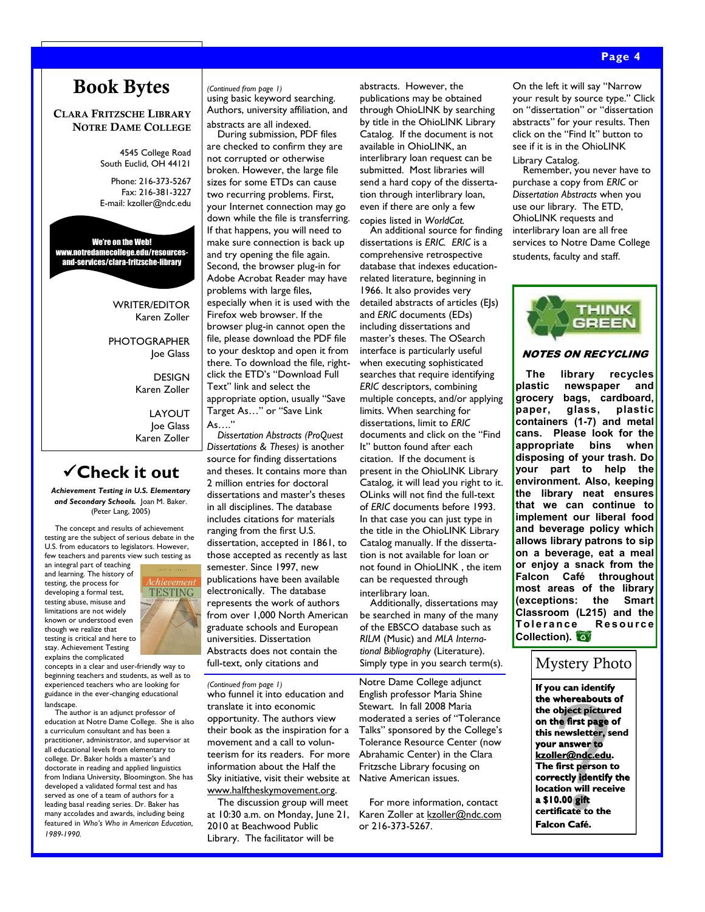# Book Bytes

**Clara Fritzsche Library**
**Notre Dame College**

4545 College Road
South Euclid, OH 44121

Phone: 216-373-5267
Fax: 216-381-3227
E-mail: kzoller@ndc.edu

**We're on the Web!**
**www.notredamecollege.edu/resources-and-services/clara-fritzsche-library**

WRITER/EDITOR
Karen Zoller

PHOTOGRAPHER
Joe Glass

DESIGN
Karen Zoller

LAYOUT
Joe Glass
Karen Zoller

## ✓Check it out

***Achievement Testing in U.S. Elementary and Secondary Schools.*** Joan M. Baker. (Peter Lang, 2005)

The concept and results of achievement testing are the subject of serious debate in the U.S. from educators to legislators. However, few teachers and parents view such testing as an integral part of teaching and learning. The history of testing, the process for developing a formal test, testing abuse, misuse and limitations are not widely known or understood even though we realize that testing is critical and here to stay. Achievement Testing explains the complicated concepts in a clear and user-friendly way to beginning teachers and students, as well as to experienced teachers who are looking for guidance in the ever-changing educational landscape.

The author is an adjunct professor of education at Notre Dame College. She is also a curriculum consultant and has been a practitioner, administrator, and supervisor at all educational levels from elementary to college. Dr. Baker holds a master's and doctorate in reading and applied linguistics from Indiana University, Bloomington. She has developed a validated formal test and has served as one of a team of authors for a leading basal reading series. Dr. Baker has many accolades and awards, including being featured in *Who's Who in American Education, 1989-1990.*

*(Continued from page 1)*

using basic keyword searching. Authors, university affiliation, and abstracts are all indexed.

During submission, PDF files are checked to confirm they are not corrupted or otherwise broken. However, the large file sizes for some ETDs can cause two recurring problems. First, your Internet connection may go down while the file is transferring. If that happens, you will need to make sure connection is back up and try opening the file again. Second, the browser plug-in for Adobe Acrobat Reader may have problems with large files, especially when it is used with the Firefox web browser. If the browser plug-in cannot open the file, please download the PDF file to your desktop and open it from there. To download the file, right-click the ETD's "Download Full Text" link and select the appropriate option, usually "Save Target As…" or "Save Link As…."

*Dissertation Abstracts (ProQuest Dissertations & Theses)* is another source for finding dissertations and theses. It contains more than 2 million entries for doctoral dissertations and master's theses in all disciplines. The database includes citations for materials ranging from the first U.S. dissertation, accepted in 1861, to those accepted as recently as last semester. Since 1997, new publications have been available electronically. The database represents the work of authors from over 1,000 North American graduate schools and European universities. Dissertation Abstracts does not contain the full-text, only citations and abstracts. However, the publications may be obtained through OhioLINK by searching by title in the OhioLINK Library Catalog. If the document is not available in OhioLINK, an interlibrary loan request can be submitted. Most libraries will send a hard copy of the dissertation through interlibrary loan, even if there are only a few copies listed in *WorldCat.*

An additional source for finding dissertations is *ERIC. ERIC* is a comprehensive retrospective database that indexes education-related literature, beginning in 1966. It also provides very detailed abstracts of articles (EJs) and *ERIC* documents (EDs) including dissertations and master's theses. The OSearch interface is particularly useful when executing sophisticated searches that require identifying *ERIC* descriptors, combining multiple concepts, and/or applying limits. When searching for dissertations, limit to *ERIC* documents and click on the "Find It" button found after each citation. If the document is present in the OhioLINK Library Catalog, it will lead you right to it. OLinks will not find the full-text of *ERIC* documents before 1993. In that case you can just type in the title in the OhioLINK Library Catalog manually. If the dissertation is not available for loan or not found in OhioLINK , the item can be requested through interlibrary loan.

Additionally, dissertations may be searched in many of the many of the EBSCO database such as *RILM* (Music) and *MLA International Bibliography* (Literature). Simply type in you search term(s). On the left it will say "Narrow your result by source type." Click on "dissertation" or "dissertation abstracts" for your results. Then click on the "Find It" button to see if it is in the OhioLINK Library Catalog.

Remember, you never have to purchase a copy from *ERIC* or *Dissertation Abstracts* when you use our library. The ETD, OhioLINK requests and interlibrary loan are all free services to Notre Dame College students, faculty and staff.

*(Continued from page 1)*

who funnel it into education and translate it into economic opportunity. The authors view their book as the inspiration for a movement and a call to volunteerism for its readers. For more information about the Half the Sky initiative, visit their website at www.halftheskymovement.org.

The discussion group will meet at 10:30 a.m. on Monday, June 21, 2010 at Beachwood Public Library. The facilitator will be Notre Dame College adjunct English professor Maria Shine Stewart. In fall 2008 Maria moderated a series of "Tolerance Talks" sponsored by the College's Tolerance Resource Center (now Abrahamic Center) in the Clara Fritzsche Library focusing on Native American issues.

For more information, contact Karen Zoller at kzoller@ndc.com or 216-373-5267.

**THINK GREEN**

***NOTES ON RECYCLING***

**The library recycles plastic newspaper and grocery bags, cardboard, paper, glass, plastic containers (1-7) and metal cans. Please look for the appropriate bins when disposing of your trash. Do your part to help the environment. Also, keeping the library neat ensures that we can continue to implement our liberal food and beverage policy which allows library patrons to sip on a beverage, eat a meal or enjoy a snack from the Falcon Café throughout most areas of the library (exceptions: the Smart Classroom (L215) and the Tolerance Resource Collection).**

## Mystery Photo

**If you can identify the whereabouts of the object pictured on the first page of this newsletter, send your answer to kzoller@ndc.edu. The first person to correctly identify the location will receive a $10.00 gift certificate to the Falcon Café.**